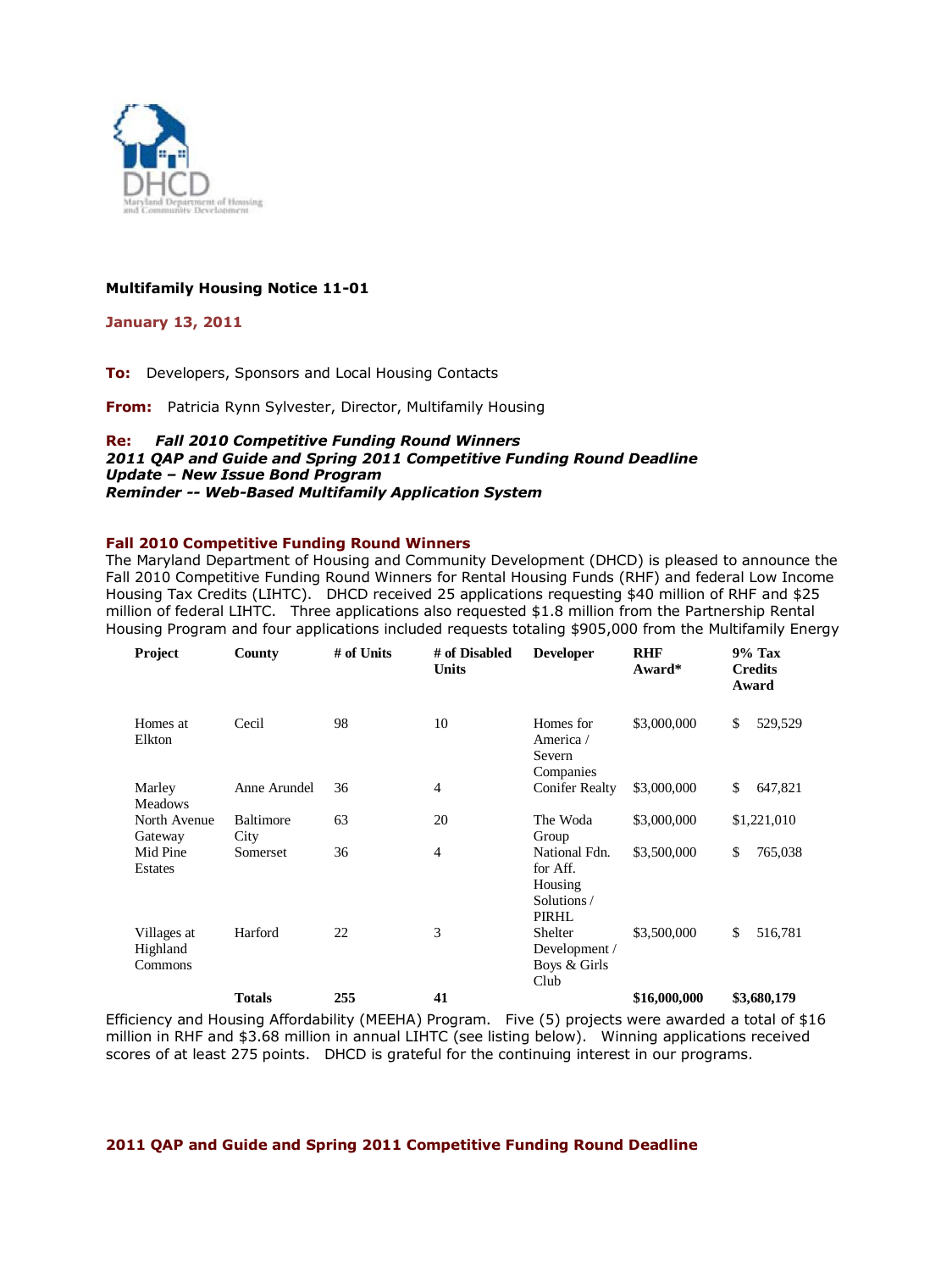**Multifamily Housing Notice 11-01**

**January 13, 2011**

**To:** Developers, Sponsors and Local Housing Contacts

**From:** Patricia Rynn Sylvester, Director, Multifamily Housing

***Re: Fall 2010 Competitive Funding Round Winners***
***2011 QAP and Guide and Spring 2011 Competitive Funding Round Deadline***
***Update – New Issue Bond Program***
***Reminder -- Web-Based Multifamily Application System***

## Fall 2010 Competitive Funding Round Winners

The Maryland Department of Housing and Community Development (DHCD) is pleased to announce the Fall 2010 Competitive Funding Round Winners for Rental Housing Funds (RHF) and federal Low Income Housing Tax Credits (LIHTC). DHCD received 25 applications requesting $40 million of RHF and $25 million of federal LIHTC. Three applications also requested $1.8 million from the Partnership Rental Housing Program and four applications included requests totaling $905,000 from the Multifamily Energy Efficiency and Housing Affordability (MEEHA) Program. Five (5) projects were awarded a total of $16 million in RHF and $3.68 million in annual LIHTC (see listing below). Winning applications received scores of at least 275 points. DHCD is grateful for the continuing interest in our programs.

| Project | County | # of Units | # of Disabled Units | Developer | RHF Award* | 9% Tax Credits Award |
|---|---|---|---|---|---|---|
| Homes at Elkton | Cecil | 98 | 10 | Homes for America / Severn Companies | $3,000,000 | $ 529,529 |
| Marley Meadows | Anne Arundel | 36 | 4 | Conifer Realty | $3,000,000 | $ 647,821 |
| North Avenue Gateway | Baltimore City | 63 | 20 | The Woda Group | $3,000,000 | $1,221,010 |
| Mid Pine Estates | Somerset | 36 | 4 | National Fdn. for Aff. Housing Solutions / PIRHL | $3,500,000 | $ 765,038 |
| Villages at Highland Commons | Harford | 22 | 3 | Shelter Development / Boys & Girls Club | $3,500,000 | $ 516,781 |
| | **Totals** | **255** | **41** | | **$16,000,000** | **$3,680,179** |

## 2011 QAP and Guide and Spring 2011 Competitive Funding Round Deadline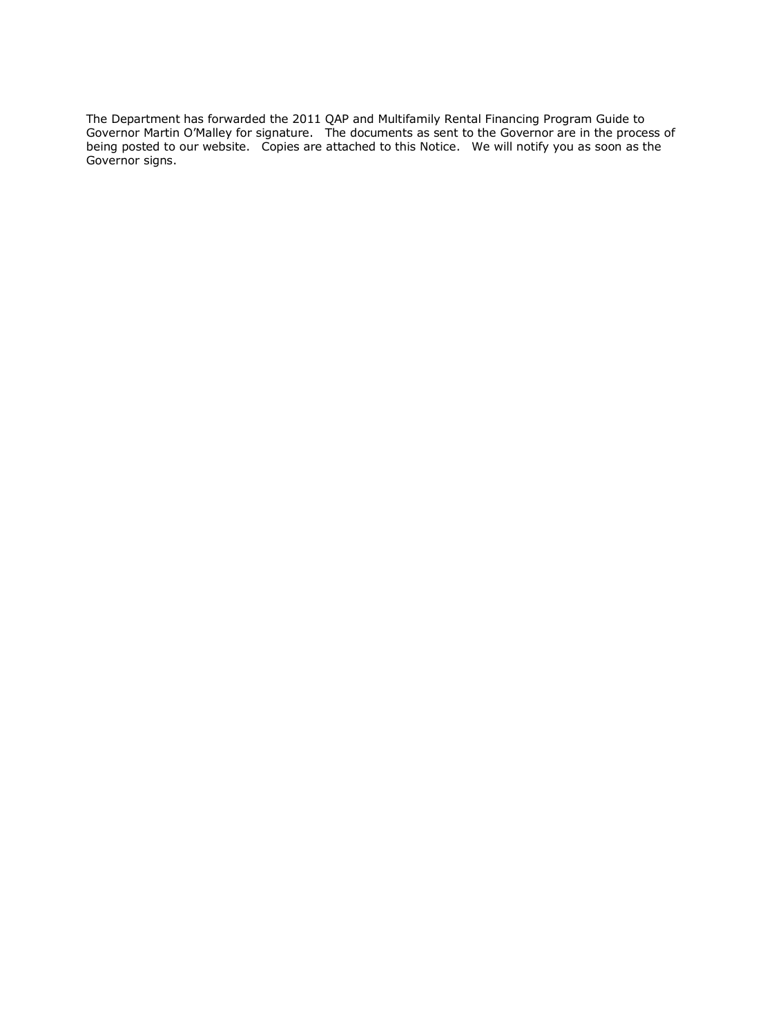The Department has forwarded the 2011 QAP and Multifamily Rental Financing Program Guide to Governor Martin O'Malley for signature. The documents as sent to the Governor are in the process of being posted to our website. Copies are attached to this Notice. We will notify you as soon as the Governor signs.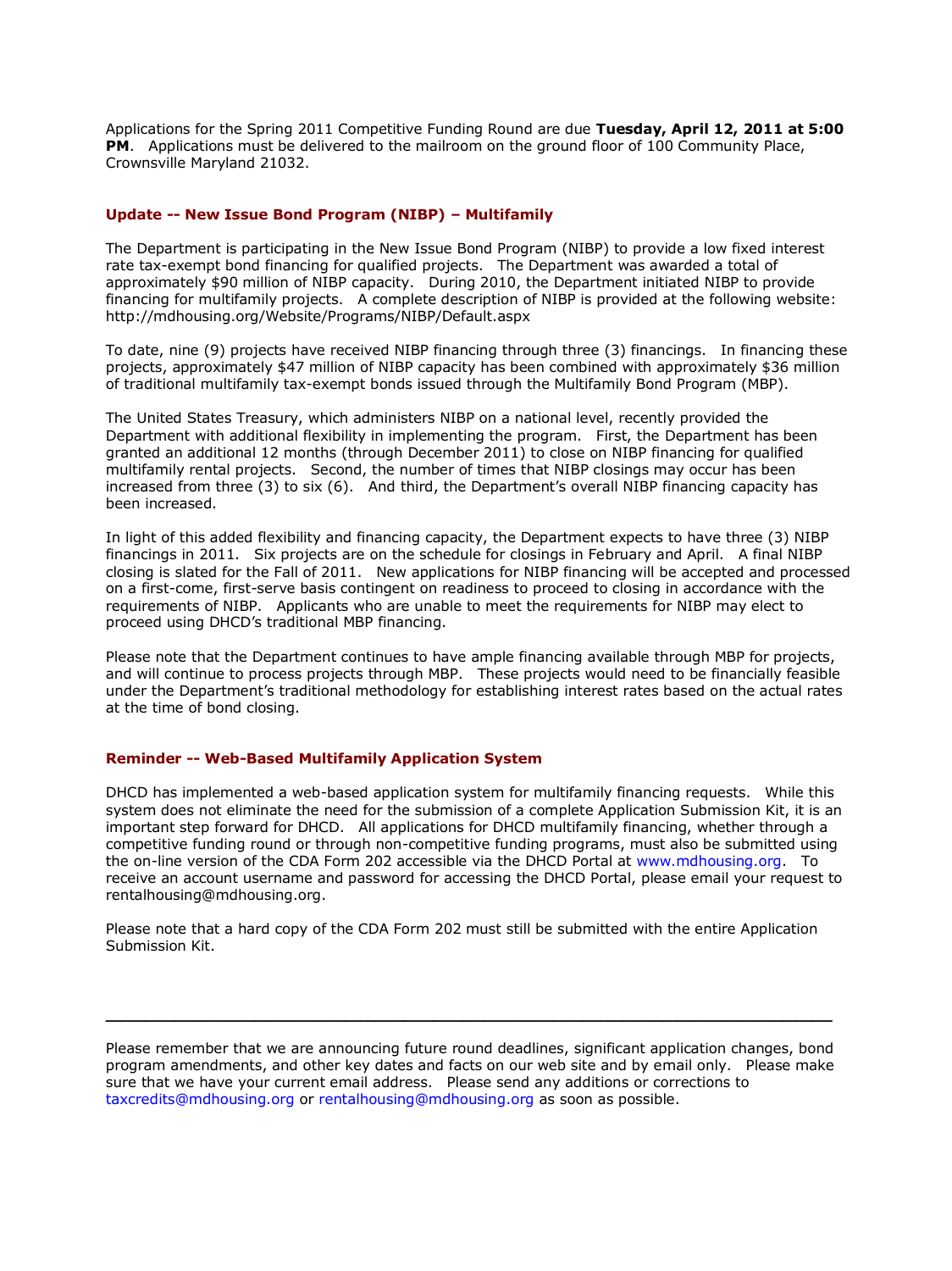Applications for the Spring 2011 Competitive Funding Round are due **Tuesday, April 12, 2011 at 5:00 PM**. Applications must be delivered to the mailroom on the ground floor of 100 Community Place, Crownsville Maryland 21032.

## Update -- New Issue Bond Program (NIBP) – Multifamily

The Department is participating in the New Issue Bond Program (NIBP) to provide a low fixed interest rate tax-exempt bond financing for qualified projects. The Department was awarded a total of approximately $90 million of NIBP capacity. During 2010, the Department initiated NIBP to provide financing for multifamily projects. A complete description of NIBP is provided at the following website: http://mdhousing.org/Website/Programs/NIBP/Default.aspx

To date, nine (9) projects have received NIBP financing through three (3) financings. In financing these projects, approximately $47 million of NIBP capacity has been combined with approximately $36 million of traditional multifamily tax-exempt bonds issued through the Multifamily Bond Program (MBP).

The United States Treasury, which administers NIBP on a national level, recently provided the Department with additional flexibility in implementing the program. First, the Department has been granted an additional 12 months (through December 2011) to close on NIBP financing for qualified multifamily rental projects. Second, the number of times that NIBP closings may occur has been increased from three (3) to six (6). And third, the Department's overall NIBP financing capacity has been increased.

In light of this added flexibility and financing capacity, the Department expects to have three (3) NIBP financings in 2011. Six projects are on the schedule for closings in February and April. A final NIBP closing is slated for the Fall of 2011. New applications for NIBP financing will be accepted and processed on a first-come, first-serve basis contingent on readiness to proceed to closing in accordance with the requirements of NIBP. Applicants who are unable to meet the requirements for NIBP may elect to proceed using DHCD's traditional MBP financing.

Please note that the Department continues to have ample financing available through MBP for projects, and will continue to process projects through MBP. These projects would need to be financially feasible under the Department's traditional methodology for establishing interest rates based on the actual rates at the time of bond closing.

## Reminder -- Web-Based Multifamily Application System

DHCD has implemented a web-based application system for multifamily financing requests. While this system does not eliminate the need for the submission of a complete Application Submission Kit, it is an important step forward for DHCD. All applications for DHCD multifamily financing, whether through a competitive funding round or through non-competitive funding programs, must also be submitted using the on-line version of the CDA Form 202 accessible via the DHCD Portal at www.mdhousing.org. To receive an account username and password for accessing the DHCD Portal, please email your request to rentalhousing@mdhousing.org.

Please note that a hard copy of the CDA Form 202 must still be submitted with the entire Application Submission Kit.

---

Please remember that we are announcing future round deadlines, significant application changes, bond program amendments, and other key dates and facts on our web site and by email only. Please make sure that we have your current email address. Please send any additions or corrections to taxcredits@mdhousing.org or rentalhousing@mdhousing.org as soon as possible.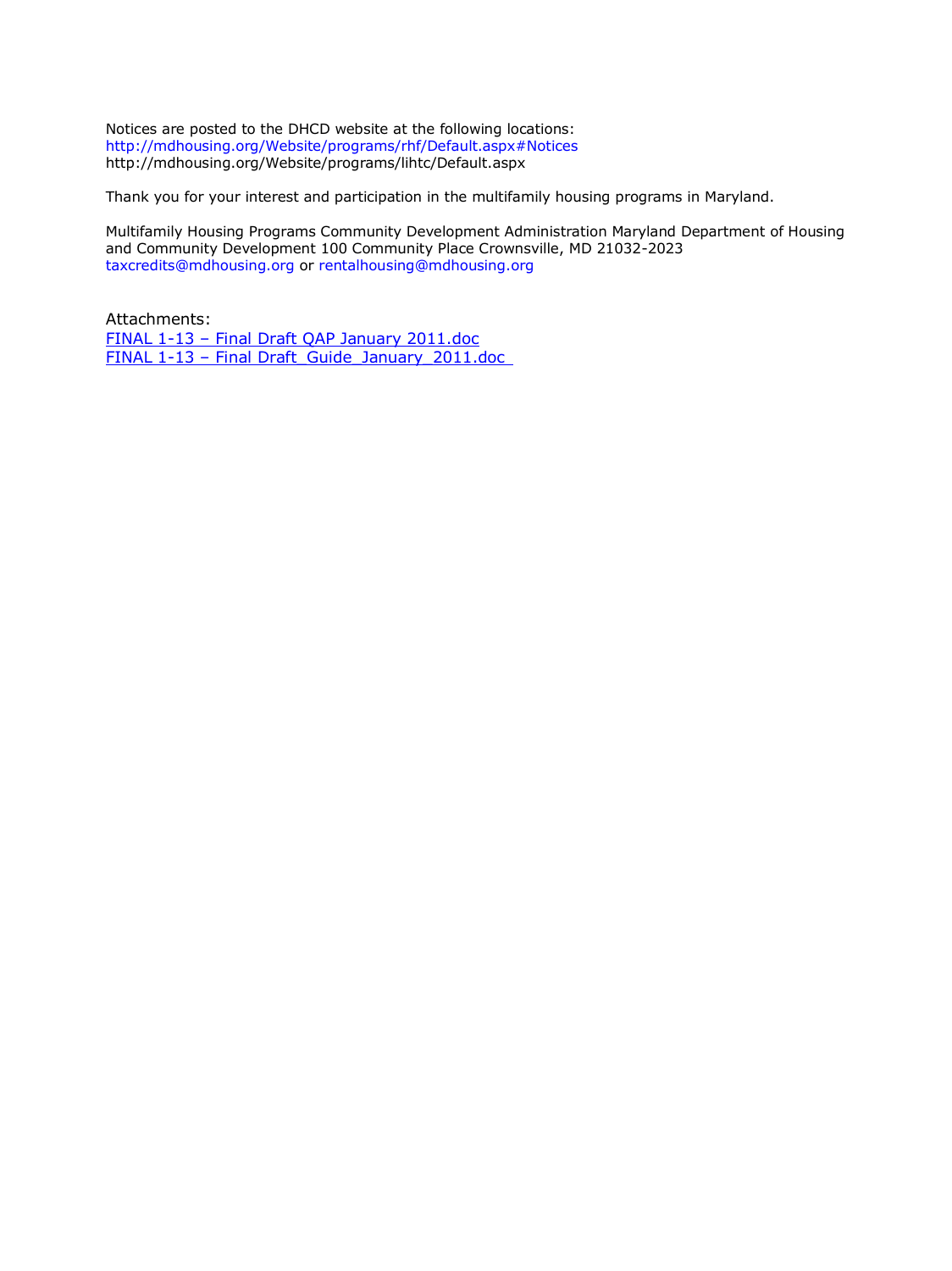Notices are posted to the DHCD website at the following locations:
http://mdhousing.org/Website/programs/rhf/Default.aspx#Notices
http://mdhousing.org/Website/programs/lihtc/Default.aspx

Thank you for your interest and participation in the multifamily housing programs in Maryland.

Multifamily Housing Programs Community Development Administration Maryland Department of Housing and Community Development 100 Community Place Crownsville, MD 21032-2023
taxcredits@mdhousing.org or rentalhousing@mdhousing.org

Attachments:
FINAL 1-13 – Final Draft QAP January 2011.doc
FINAL 1-13 – Final Draft_Guide_January_2011.doc